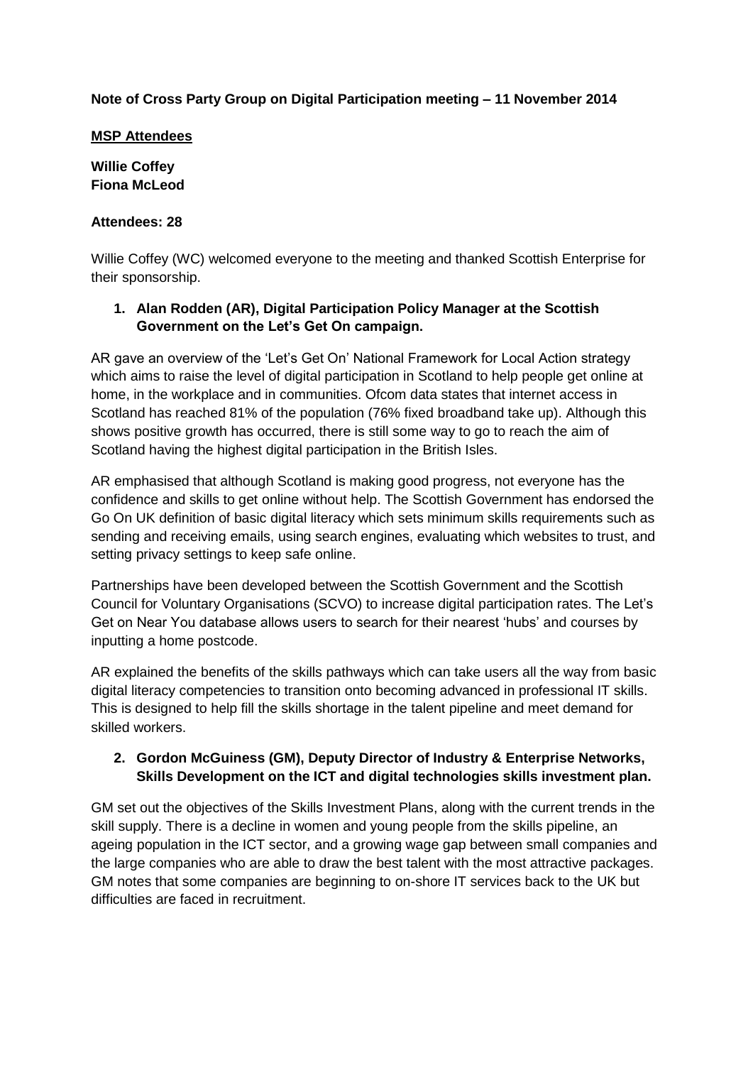**Note of Cross Party Group on Digital Participation meeting – 11 November 2014**

**MSP Attendees**

**Willie Coffey**
**Fiona McLeod**

**Attendees: 28**

Willie Coffey (WC) welcomed everyone to the meeting and thanked Scottish Enterprise for their sponsorship.

1. **Alan Rodden (AR), Digital Participation Policy Manager at the Scottish Government on the Let's Get On campaign.**

AR gave an overview of the 'Let's Get On' National Framework for Local Action strategy which aims to raise the level of digital participation in Scotland to help people get online at home, in the workplace and in communities. Ofcom data states that internet access in Scotland has reached 81% of the population (76% fixed broadband take up). Although this shows positive growth has occurred, there is still some way to go to reach the aim of Scotland having the highest digital participation in the British Isles.

AR emphasised that although Scotland is making good progress, not everyone has the confidence and skills to get online without help. The Scottish Government has endorsed the Go On UK definition of basic digital literacy which sets minimum skills requirements such as sending and receiving emails, using search engines, evaluating which websites to trust, and setting privacy settings to keep safe online.

Partnerships have been developed between the Scottish Government and the Scottish Council for Voluntary Organisations (SCVO) to increase digital participation rates. The Let's Get on Near You database allows users to search for their nearest 'hubs' and courses by inputting a home postcode.

AR explained the benefits of the skills pathways which can take users all the way from basic digital literacy competencies to transition onto becoming advanced in professional IT skills. This is designed to help fill the skills shortage in the talent pipeline and meet demand for skilled workers.

2. **Gordon McGuiness (GM), Deputy Director of Industry & Enterprise Networks, Skills Development on the ICT and digital technologies skills investment plan.**

GM set out the objectives of the Skills Investment Plans, along with the current trends in the skill supply. There is a decline in women and young people from the skills pipeline, an ageing population in the ICT sector, and a growing wage gap between small companies and the large companies who are able to draw the best talent with the most attractive packages. GM notes that some companies are beginning to on-shore IT services back to the UK but difficulties are faced in recruitment.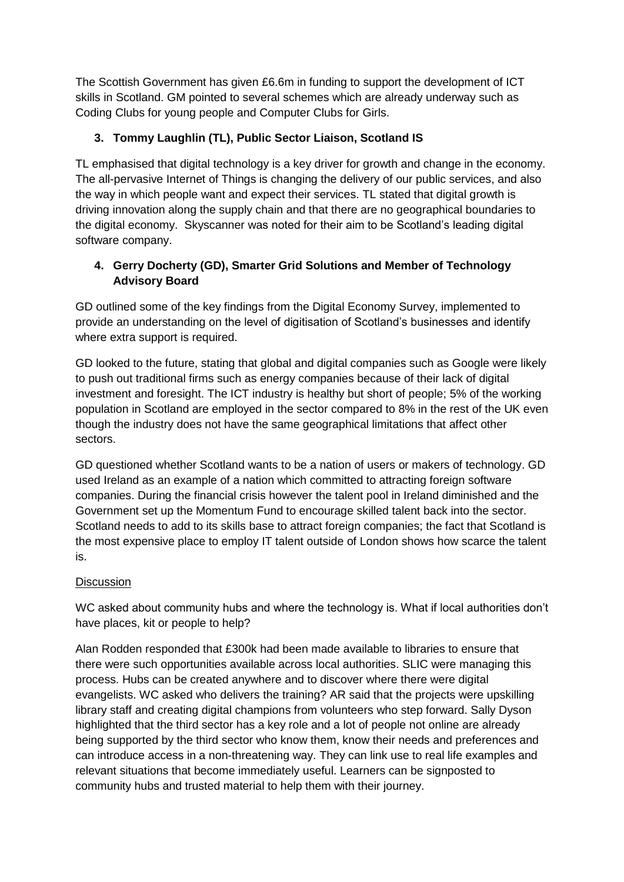The Scottish Government has given £6.6m in funding to support the development of ICT skills in Scotland. GM pointed to several schemes which are already underway such as Coding Clubs for young people and Computer Clubs for Girls.

**3. Tommy Laughlin (TL), Public Sector Liaison, Scotland IS**

TL emphasised that digital technology is a key driver for growth and change in the economy. The all-pervasive Internet of Things is changing the delivery of our public services, and also the way in which people want and expect their services. TL stated that digital growth is driving innovation along the supply chain and that there are no geographical boundaries to the digital economy. Skyscanner was noted for their aim to be Scotland's leading digital software company.

**4. Gerry Docherty (GD), Smarter Grid Solutions and Member of Technology Advisory Board**

GD outlined some of the key findings from the Digital Economy Survey, implemented to provide an understanding on the level of digitisation of Scotland's businesses and identify where extra support is required.

GD looked to the future, stating that global and digital companies such as Google were likely to push out traditional firms such as energy companies because of their lack of digital investment and foresight. The ICT industry is healthy but short of people; 5% of the working population in Scotland are employed in the sector compared to 8% in the rest of the UK even though the industry does not have the same geographical limitations that affect other sectors.

GD questioned whether Scotland wants to be a nation of users or makers of technology. GD used Ireland as an example of a nation which committed to attracting foreign software companies. During the financial crisis however the talent pool in Ireland diminished and the Government set up the Momentum Fund to encourage skilled talent back into the sector. Scotland needs to add to its skills base to attract foreign companies; the fact that Scotland is the most expensive place to employ IT talent outside of London shows how scarce the talent is.

Discussion

WC asked about community hubs and where the technology is. What if local authorities don't have places, kit or people to help?

Alan Rodden responded that £300k had been made available to libraries to ensure that there were such opportunities available across local authorities. SLIC were managing this process. Hubs can be created anywhere and to discover where there were digital evangelists. WC asked who delivers the training? AR said that the projects were upskilling library staff and creating digital champions from volunteers who step forward. Sally Dyson highlighted that the third sector has a key role and a lot of people not online are already being supported by the third sector who know them, know their needs and preferences and can introduce access in a non-threatening way. They can link use to real life examples and relevant situations that become immediately useful. Learners can be signposted to community hubs and trusted material to help them with their journey.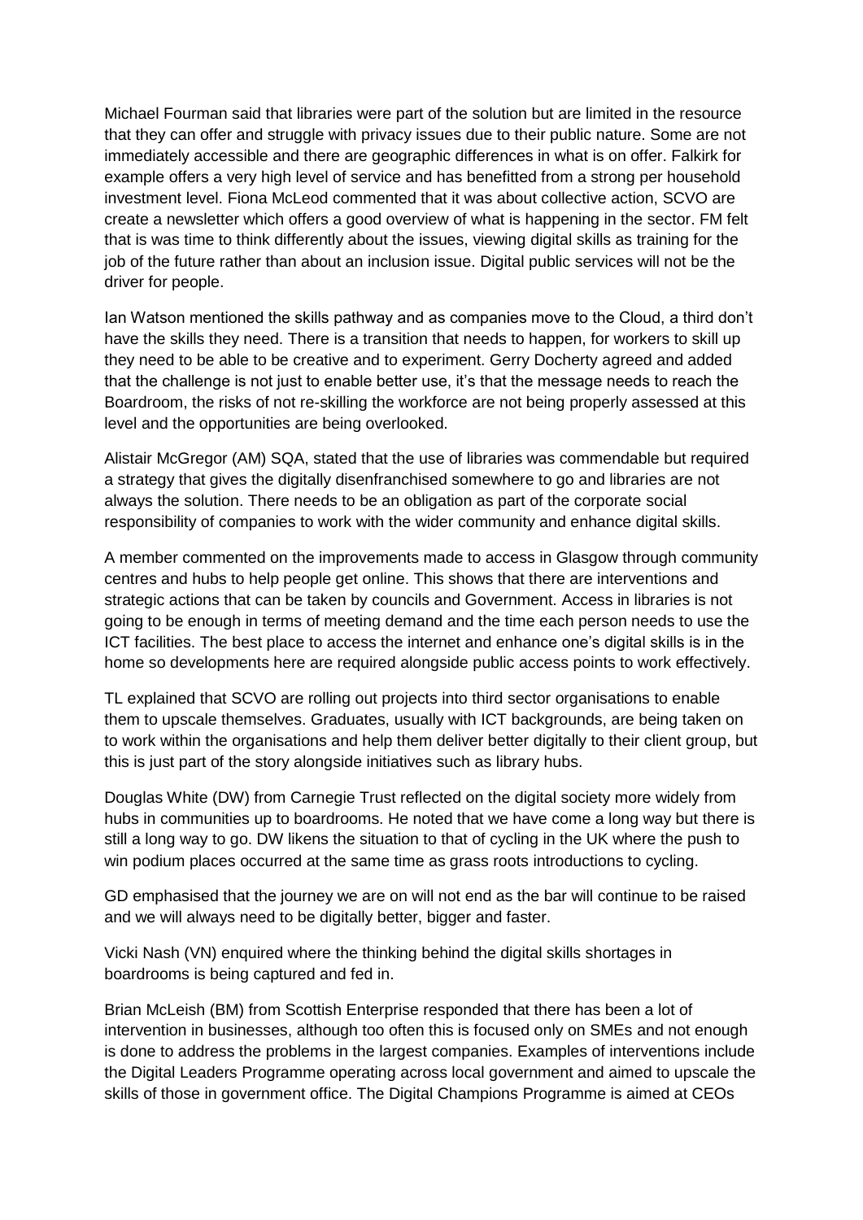Michael Fourman said that libraries were part of the solution but are limited in the resource that they can offer and struggle with privacy issues due to their public nature. Some are not immediately accessible and there are geographic differences in what is on offer. Falkirk for example offers a very high level of service and has benefitted from a strong per household investment level. Fiona McLeod commented that it was about collective action, SCVO are create a newsletter which offers a good overview of what is happening in the sector. FM felt that is was time to think differently about the issues, viewing digital skills as training for the job of the future rather than about an inclusion issue. Digital public services will not be the driver for people.

Ian Watson mentioned the skills pathway and as companies move to the Cloud, a third don't have the skills they need. There is a transition that needs to happen, for workers to skill up they need to be able to be creative and to experiment. Gerry Docherty agreed and added that the challenge is not just to enable better use, it's that the message needs to reach the Boardroom, the risks of not re-skilling the workforce are not being properly assessed at this level and the opportunities are being overlooked.

Alistair McGregor (AM) SQA, stated that the use of libraries was commendable but required a strategy that gives the digitally disenfranchised somewhere to go and libraries are not always the solution. There needs to be an obligation as part of the corporate social responsibility of companies to work with the wider community and enhance digital skills.

A member commented on the improvements made to access in Glasgow through community centres and hubs to help people get online. This shows that there are interventions and strategic actions that can be taken by councils and Government. Access in libraries is not going to be enough in terms of meeting demand and the time each person needs to use the ICT facilities. The best place to access the internet and enhance one's digital skills is in the home so developments here are required alongside public access points to work effectively.

TL explained that SCVO are rolling out projects into third sector organisations to enable them to upscale themselves. Graduates, usually with ICT backgrounds, are being taken on to work within the organisations and help them deliver better digitally to their client group, but this is just part of the story alongside initiatives such as library hubs.

Douglas White (DW) from Carnegie Trust reflected on the digital society more widely from hubs in communities up to boardrooms. He noted that we have come a long way but there is still a long way to go. DW likens the situation to that of cycling in the UK where the push to win podium places occurred at the same time as grass roots introductions to cycling.

GD emphasised that the journey we are on will not end as the bar will continue to be raised and we will always need to be digitally better, bigger and faster.

Vicki Nash (VN) enquired where the thinking behind the digital skills shortages in boardrooms is being captured and fed in.

Brian McLeish (BM) from Scottish Enterprise responded that there has been a lot of intervention in businesses, although too often this is focused only on SMEs and not enough is done to address the problems in the largest companies. Examples of interventions include the Digital Leaders Programme operating across local government and aimed to upscale the skills of those in government office. The Digital Champions Programme is aimed at CEOs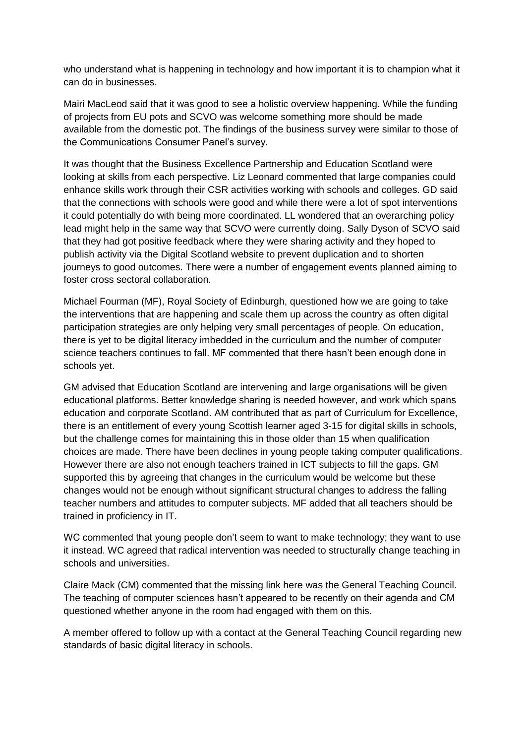who understand what is happening in technology and how important it is to champion what it can do in businesses.

Mairi MacLeod said that it was good to see a holistic overview happening. While the funding of projects from EU pots and SCVO was welcome something more should be made available from the domestic pot. The findings of the business survey were similar to those of the Communications Consumer Panel's survey.

It was thought that the Business Excellence Partnership and Education Scotland were looking at skills from each perspective. Liz Leonard commented that large companies could enhance skills work through their CSR activities working with schools and colleges. GD said that the connections with schools were good and while there were a lot of spot interventions it could potentially do with being more coordinated. LL wondered that an overarching policy lead might help in the same way that SCVO were currently doing. Sally Dyson of SCVO said that they had got positive feedback where they were sharing activity and they hoped to publish activity via the Digital Scotland website to prevent duplication and to shorten journeys to good outcomes. There were a number of engagement events planned aiming to foster cross sectoral collaboration.

Michael Fourman (MF), Royal Society of Edinburgh, questioned how we are going to take the interventions that are happening and scale them up across the country as often digital participation strategies are only helping very small percentages of people. On education, there is yet to be digital literacy imbedded in the curriculum and the number of computer science teachers continues to fall. MF commented that there hasn't been enough done in schools yet.

GM advised that Education Scotland are intervening and large organisations will be given educational platforms. Better knowledge sharing is needed however, and work which spans education and corporate Scotland. AM contributed that as part of Curriculum for Excellence, there is an entitlement of every young Scottish learner aged 3-15 for digital skills in schools, but the challenge comes for maintaining this in those older than 15 when qualification choices are made. There have been declines in young people taking computer qualifications. However there are also not enough teachers trained in ICT subjects to fill the gaps. GM supported this by agreeing that changes in the curriculum would be welcome but these changes would not be enough without significant structural changes to address the falling teacher numbers and attitudes to computer subjects. MF added that all teachers should be trained in proficiency in IT.

WC commented that young people don't seem to want to make technology; they want to use it instead. WC agreed that radical intervention was needed to structurally change teaching in schools and universities.

Claire Mack (CM) commented that the missing link here was the General Teaching Council. The teaching of computer sciences hasn't appeared to be recently on their agenda and CM questioned whether anyone in the room had engaged with them on this.

A member offered to follow up with a contact at the General Teaching Council regarding new standards of basic digital literacy in schools.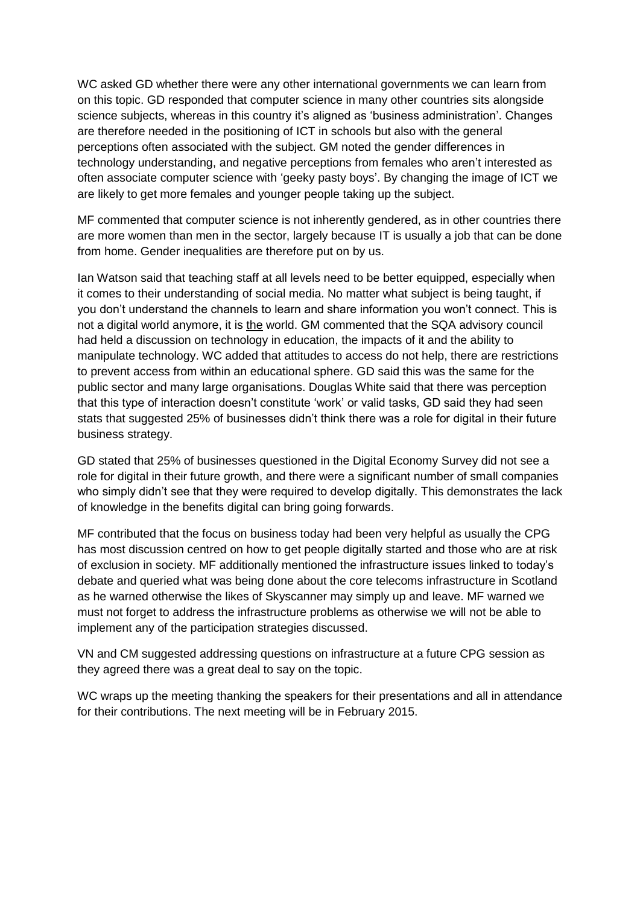WC asked GD whether there were any other international governments we can learn from on this topic. GD responded that computer science in many other countries sits alongside science subjects, whereas in this country it's aligned as 'business administration'. Changes are therefore needed in the positioning of ICT in schools but also with the general perceptions often associated with the subject. GM noted the gender differences in technology understanding, and negative perceptions from females who aren't interested as often associate computer science with 'geeky pasty boys'. By changing the image of ICT we are likely to get more females and younger people taking up the subject.

MF commented that computer science is not inherently gendered, as in other countries there are more women than men in the sector, largely because IT is usually a job that can be done from home. Gender inequalities are therefore put on by us.

Ian Watson said that teaching staff at all levels need to be better equipped, especially when it comes to their understanding of social media. No matter what subject is being taught, if you don't understand the channels to learn and share information you won't connect. This is not a digital world anymore, it is <u>the</u> world. GM commented that the SQA advisory council had held a discussion on technology in education, the impacts of it and the ability to manipulate technology. WC added that attitudes to access do not help, there are restrictions to prevent access from within an educational sphere. GD said this was the same for the public sector and many large organisations. Douglas White said that there was perception that this type of interaction doesn't constitute 'work' or valid tasks, GD said they had seen stats that suggested 25% of businesses didn't think there was a role for digital in their future business strategy.

GD stated that 25% of businesses questioned in the Digital Economy Survey did not see a role for digital in their future growth, and there were a significant number of small companies who simply didn't see that they were required to develop digitally. This demonstrates the lack of knowledge in the benefits digital can bring going forwards.

MF contributed that the focus on business today had been very helpful as usually the CPG has most discussion centred on how to get people digitally started and those who are at risk of exclusion in society. MF additionally mentioned the infrastructure issues linked to today's debate and queried what was being done about the core telecoms infrastructure in Scotland as he warned otherwise the likes of Skyscanner may simply up and leave. MF warned we must not forget to address the infrastructure problems as otherwise we will not be able to implement any of the participation strategies discussed.

VN and CM suggested addressing questions on infrastructure at a future CPG session as they agreed there was a great deal to say on the topic.

WC wraps up the meeting thanking the speakers for their presentations and all in attendance for their contributions. The next meeting will be in February 2015.